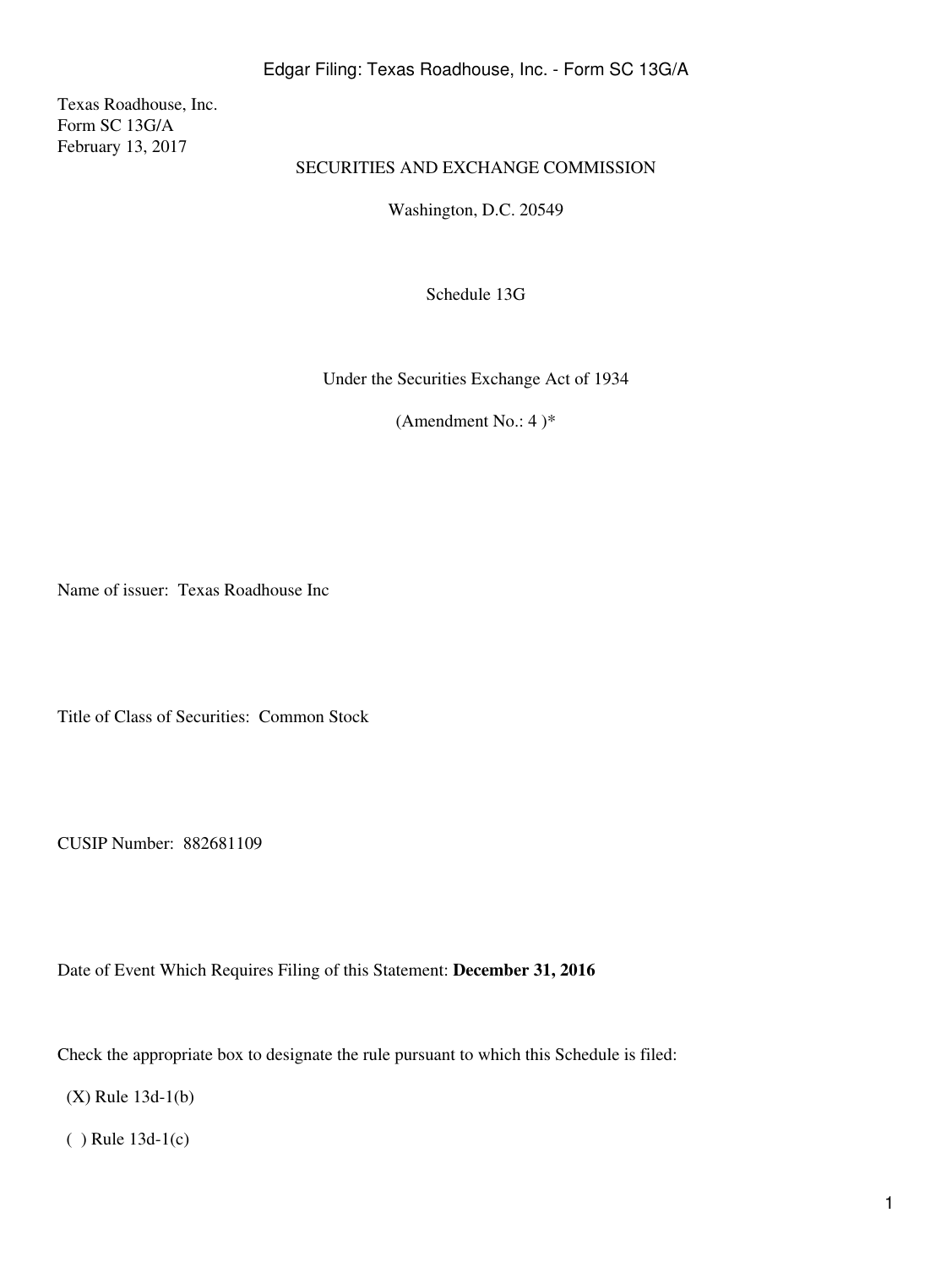Texas Roadhouse, Inc.
Form SC 13G/A
February 13, 2017

SECURITIES AND EXCHANGE COMMISSION

Washington, D.C. 20549

Schedule 13G

Under the Securities Exchange Act of 1934

(Amendment No.: 4 )*

Name of issuer: Texas Roadhouse Inc

Title of Class of Securities: Common Stock

CUSIP Number: 882681109

Date of Event Which Requires Filing of this Statement: **December 31, 2016**

Check the appropriate box to designate the rule pursuant to which this Schedule is filed:

(X) Rule 13d-1(b)

( ) Rule 13d-1(c)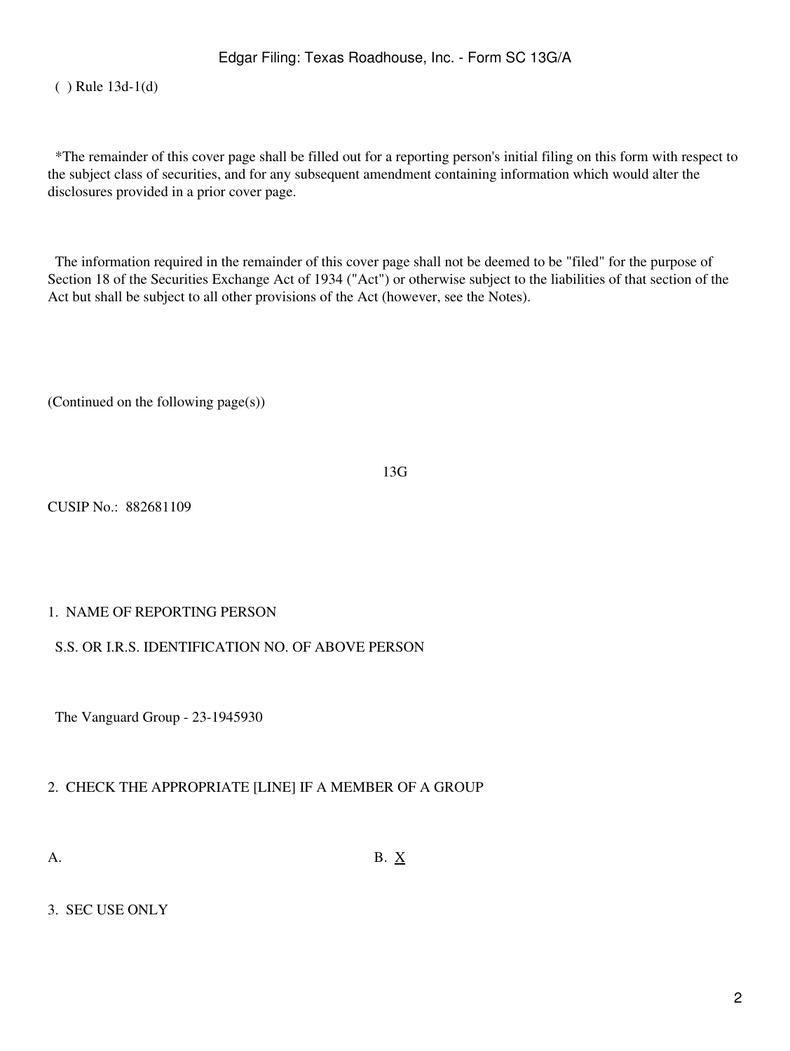( ) Rule 13d-1(d)

*The remainder of this cover page shall be filled out for a reporting person's initial filing on this form with respect to the subject class of securities, and for any subsequent amendment containing information which would alter the disclosures provided in a prior cover page.

The information required in the remainder of this cover page shall not be deemed to be "filed" for the purpose of Section 18 of the Securities Exchange Act of 1934 ("Act") or otherwise subject to the liabilities of that section of the Act but shall be subject to all other provisions of the Act (however, see the Notes).

(Continued on the following page(s))

13G

CUSIP No.: 882681109

1. NAME OF REPORTING PERSON

S.S. OR I.R.S. IDENTIFICATION NO. OF ABOVE PERSON

The Vanguard Group - 23-1945930

2. CHECK THE APPROPRIATE [LINE] IF A MEMBER OF A GROUP

A. B. X

3. SEC USE ONLY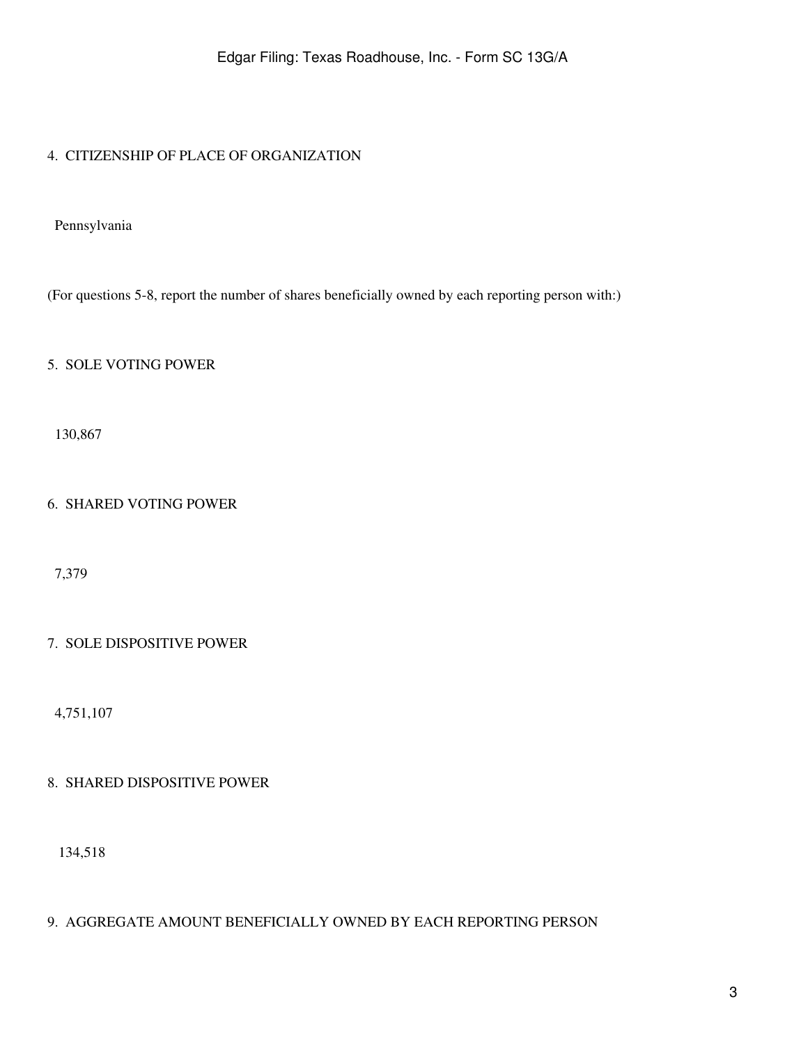4. CITIZENSHIP OF PLACE OF ORGANIZATION

Pennsylvania

(For questions 5-8, report the number of shares beneficially owned by each reporting person with:)

5. SOLE VOTING POWER

130,867

6. SHARED VOTING POWER

7,379

7. SOLE DISPOSITIVE POWER

4,751,107

8. SHARED DISPOSITIVE POWER

134,518

9. AGGREGATE AMOUNT BENEFICIALLY OWNED BY EACH REPORTING PERSON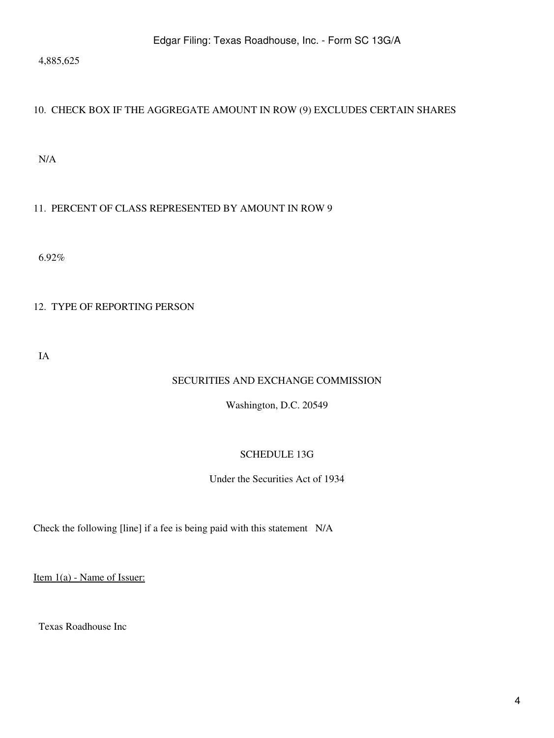4,885,625

10. CHECK BOX IF THE AGGREGATE AMOUNT IN ROW (9) EXCLUDES CERTAIN SHARES

N/A

11. PERCENT OF CLASS REPRESENTED BY AMOUNT IN ROW 9

6.92%

12. TYPE OF REPORTING PERSON

IA

SECURITIES AND EXCHANGE COMMISSION

Washington, D.C. 20549

SCHEDULE 13G

Under the Securities Act of 1934

Check the following [line] if a fee is being paid with this statement N/A

Item 1(a) - Name of Issuer:

Texas Roadhouse Inc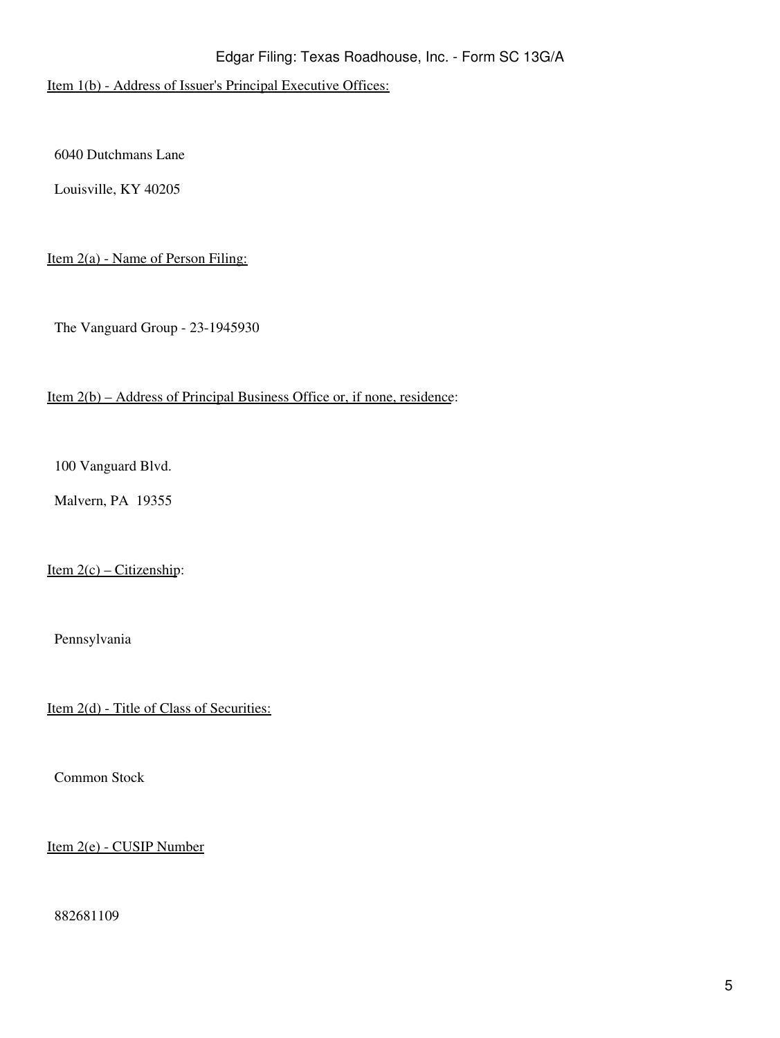Item 1(b) - Address of Issuer's Principal Executive Offices:

6040 Dutchmans Lane

Louisville, KY 40205

Item 2(a) - Name of Person Filing:

The Vanguard Group - 23-1945930

Item 2(b) – Address of Principal Business Office or, if none, residence:

100 Vanguard Blvd.

Malvern, PA 19355

Item 2(c) – Citizenship:

Pennsylvania

Item 2(d) - Title of Class of Securities:

Common Stock

Item 2(e) - CUSIP Number

882681109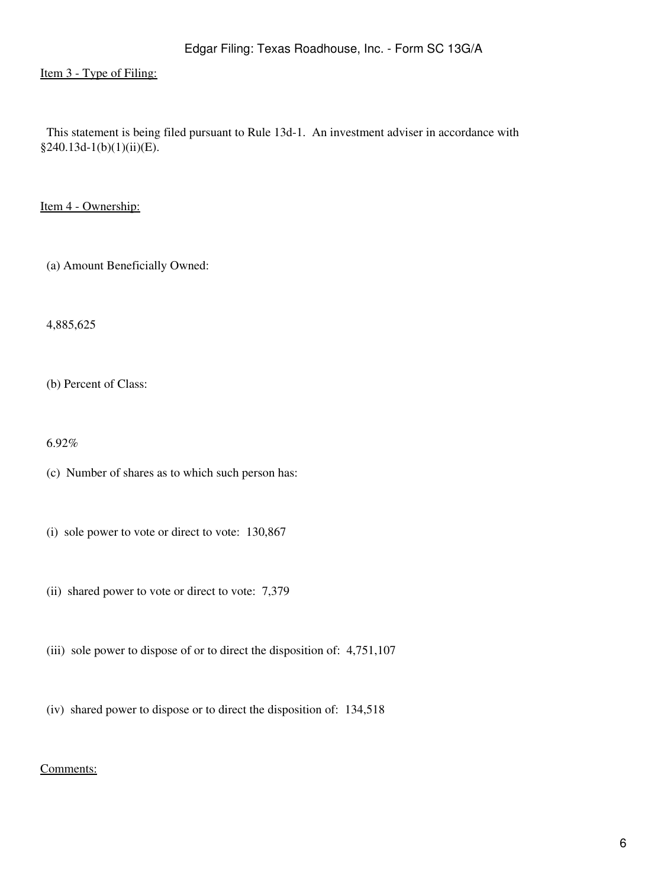Item 3 - Type of Filing:

This statement is being filed pursuant to Rule 13d-1. An investment adviser in accordance with §240.13d-1(b)(1)(ii)(E).

Item 4 - Ownership:

(a) Amount Beneficially Owned:

4,885,625

(b) Percent of Class:

6.92%

(c) Number of shares as to which such person has:

(i) sole power to vote or direct to vote: 130,867

(ii) shared power to vote or direct to vote: 7,379

(iii) sole power to dispose of or to direct the disposition of: 4,751,107

(iv) shared power to dispose or to direct the disposition of: 134,518

Comments: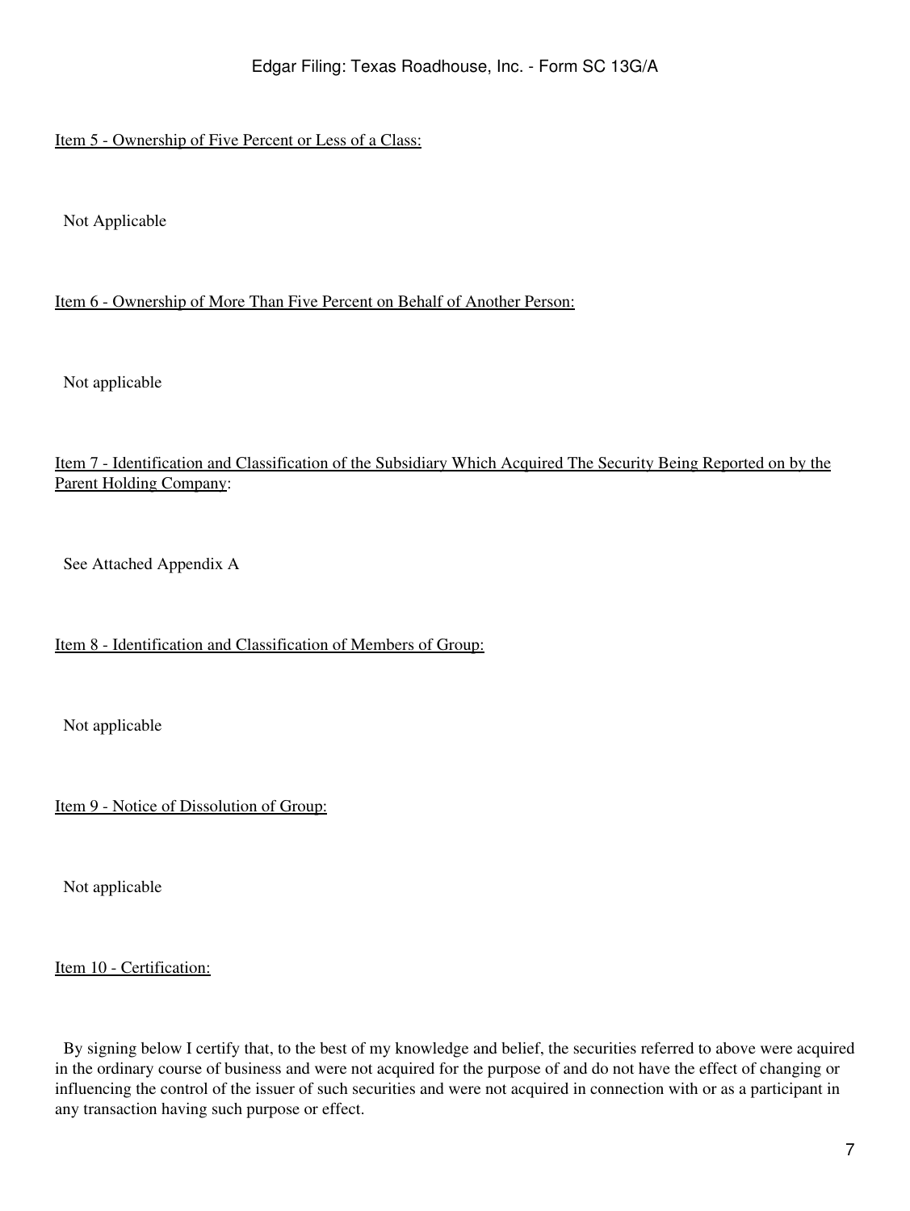Item 5 - Ownership of Five Percent or Less of a Class:

Not Applicable

Item 6 - Ownership of More Than Five Percent on Behalf of Another Person:

Not applicable

Item 7 - Identification and Classification of the Subsidiary Which Acquired The Security Being Reported on by the Parent Holding Company:

See Attached Appendix A

Item 8 - Identification and Classification of Members of Group:

Not applicable

Item 9 - Notice of Dissolution of Group:

Not applicable

Item 10 - Certification:

By signing below I certify that, to the best of my knowledge and belief, the securities referred to above were acquired in the ordinary course of business and were not acquired for the purpose of and do not have the effect of changing or influencing the control of the issuer of such securities and were not acquired in connection with or as a participant in any transaction having such purpose or effect.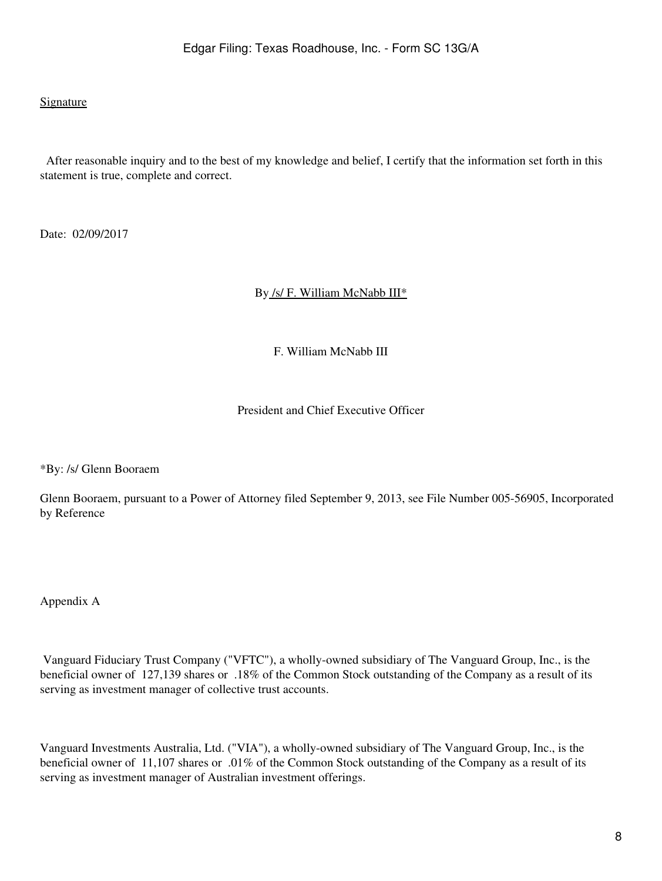Signature

After reasonable inquiry and to the best of my knowledge and belief, I certify that the information set forth in this statement is true, complete and correct.

Date: 02/09/2017

By /s/ F. William McNabb III*

F. William McNabb III

President and Chief Executive Officer

*By: /s/ Glenn Booraem

Glenn Booraem, pursuant to a Power of Attorney filed September 9, 2013, see File Number 005-56905, Incorporated by Reference

Appendix A

Vanguard Fiduciary Trust Company ("VFTC"), a wholly-owned subsidiary of The Vanguard Group, Inc., is the beneficial owner of 127,139 shares or .18% of the Common Stock outstanding of the Company as a result of its serving as investment manager of collective trust accounts.

Vanguard Investments Australia, Ltd. ("VIA"), a wholly-owned subsidiary of The Vanguard Group, Inc., is the beneficial owner of 11,107 shares or .01% of the Common Stock outstanding of the Company as a result of its serving as investment manager of Australian investment offerings.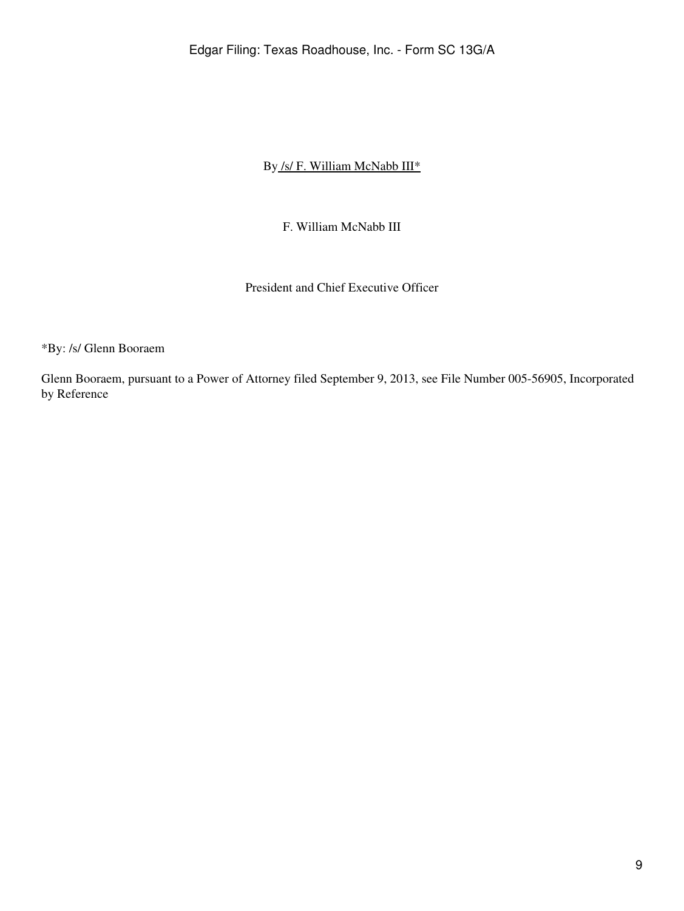By /s/ F. William McNabb III*

F. William McNabb III

President and Chief Executive Officer

*By: /s/ Glenn Booraem

Glenn Booraem, pursuant to a Power of Attorney filed September 9, 2013, see File Number 005-56905, Incorporated by Reference